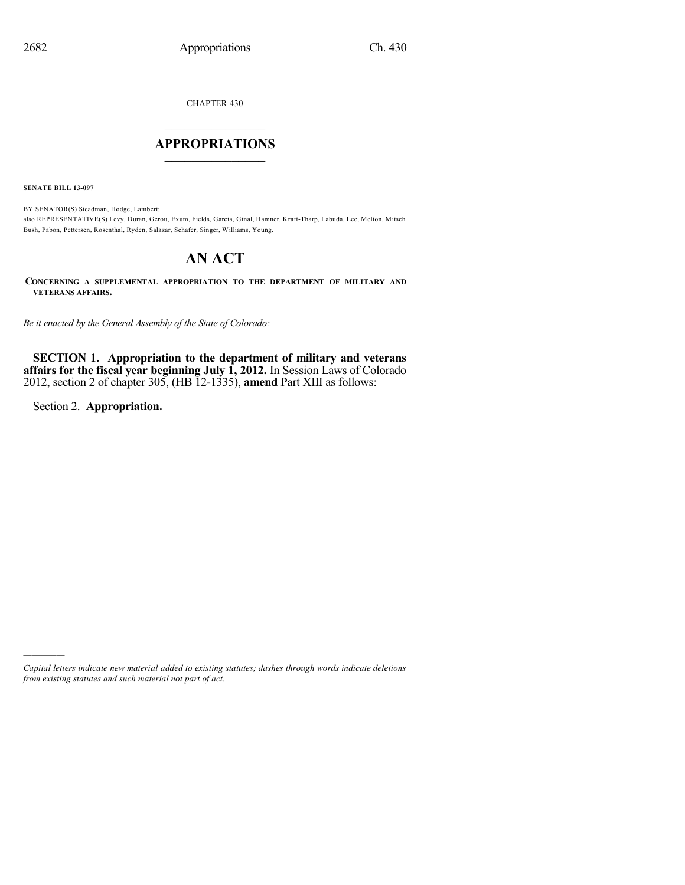CHAPTER 430

# APPROPRIATIONS

**SENATE BILL 13-097**

BY SENATOR(S) Steadman, Hodge, Lambert;
also REPRESENTATIVE(S) Levy, Duran, Gerou, Exum, Fields, Garcia, Ginal, Hamner, Kraft-Tharp, Labuda, Lee, Melton, Mitsch Bush, Pabon, Pettersen, Rosenthal, Ryden, Salazar, Schafer, Singer, Williams, Young.

# AN ACT

**CONCERNING A SUPPLEMENTAL APPROPRIATION TO THE DEPARTMENT OF MILITARY AND VETERANS AFFAIRS.**

*Be it enacted by the General Assembly of the State of Colorado:*

**SECTION 1. Appropriation to the department of military and veterans affairs for the fiscal year beginning July 1, 2012.** In Session Laws of Colorado 2012, section 2 of chapter 305, (HB 12-1335), **amend** Part XIII as follows:

Section 2. **Appropriation.**

*Capital letters indicate new material added to existing statutes; dashes through words indicate deletions from existing statutes and such material not part of act.*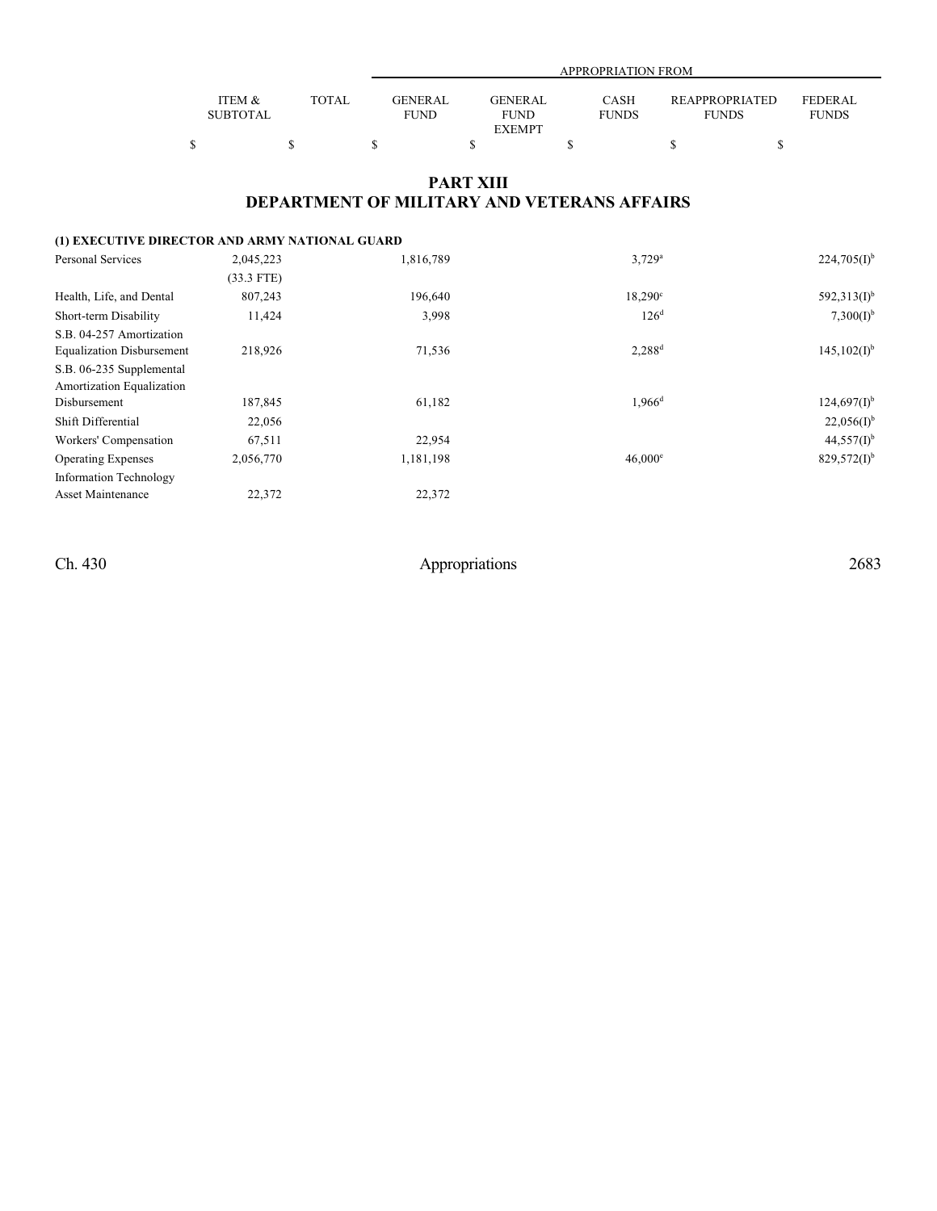| | ITEM & SUBTOTAL | TOTAL | APPROPRIATION FROM GENERAL FUND | GENERAL FUND EXEMPT | CASH FUNDS | REAPPROPRIATED FUNDS | FEDERAL FUNDS |
|---|---|---|---|---|---|---|---|
| | $ | $ | $ | $ | $ | $ | $ |

# PART XIII
# DEPARTMENT OF MILITARY AND VETERANS AFFAIRS

**(1) EXECUTIVE DIRECTOR AND ARMY NATIONAL GUARD**

| | ITEM & SUBTOTAL | TOTAL | GENERAL FUND | GENERAL FUND EXEMPT | CASH FUNDS | REAPPROPRIATED FUNDS | FEDERAL FUNDS |
|---|---|---|---|---|---|---|---|
| Personal Services | 2,045,223 (33.3 FTE) | | 1,816,789 | | 3,729[a] | | 224,705(I)[b] |
| Health, Life, and Dental | 807,243 | | 196,640 | | 18,290[c] | | 592,313(I)[b] |
| Short-term Disability | 11,424 | | 3,998 | | 126[d] | | 7,300(I)[b] |
| S.B. 04-257 Amortization Equalization Disbursement | 218,926 | | 71,536 | | 2,288[d] | | 145,102(I)[b] |
| S.B. 06-235 Supplemental Amortization Equalization Disbursement | 187,845 | | 61,182 | | 1,966[d] | | 124,697(I)[b] |
| Shift Differential | 22,056 | | | | | | 22,056(I)[b] |
| Workers' Compensation | 67,511 | | 22,954 | | | | 44,557(I)[b] |
| Operating Expenses | 2,056,770 | | 1,181,198 | | 46,000[e] | | 829,572(I)[b] |
| Information Technology Asset Maintenance | 22,372 | | 22,372 | | | | |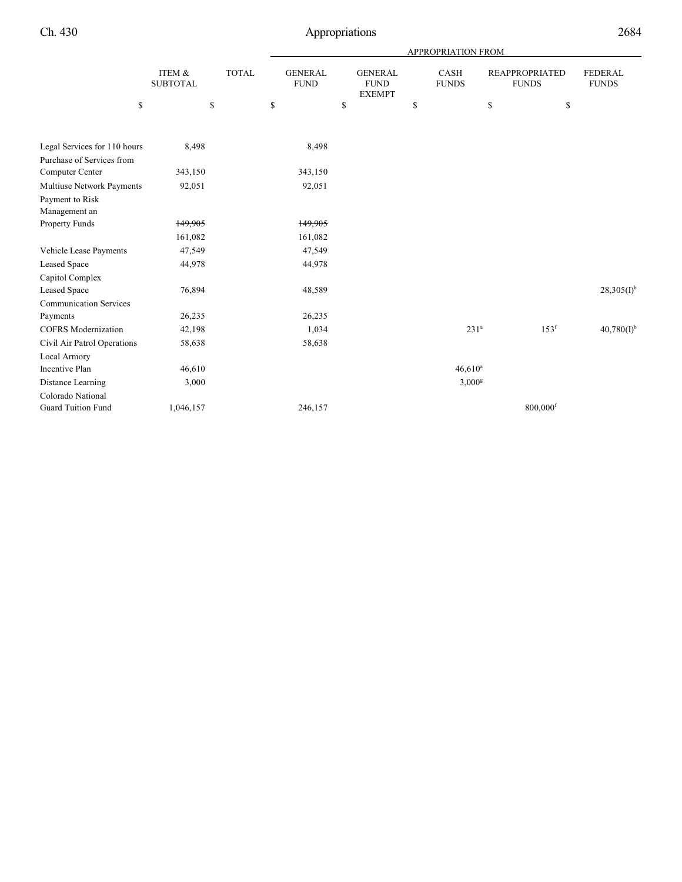| | ITEM & SUBTOTAL | TOTAL | APPROPRIATION FROM GENERAL FUND | GENERAL FUND EXEMPT | CASH FUNDS | REAPPROPRIATED FUNDS | FEDERAL FUNDS |
|---|---|---|---|---|---|---|---|
| | $ | $ | $ | $ | $ | $ | $ |
| Legal Services for 110 hours | 8,498 | | 8,498 | | | | |
| Purchase of Services from Computer Center | 343,150 | | 343,150 | | | | |
| Multiuse Network Payments | 92,051 | | 92,051 | | | | |
| Payment to Risk Management an Property Funds | ~~149,905~~ 161,082 | | ~~149,905~~ 161,082 | | | | |
| Vehicle Lease Payments | 47,549 | | 47,549 | | | | |
| Leased Space | 44,978 | | 44,978 | | | | |
| Capitol Complex Leased Space | 76,894 | | 48,589 | | | | 28,305(I)[b] |
| Communication Services Payments | 26,235 | | 26,235 | | | | |
| COFRS Modernization | 42,198 | | 1,034 | | 231[a] | 153[f] | 40,780(I)[b] |
| Civil Air Patrol Operations | 58,638 | | 58,638 | | | | |
| Local Armory Incentive Plan | 46,610 | | | | 46,610[a] | | |
| Distance Learning | 3,000 | | | | 3,000[g] | | |
| Colorado National Guard Tuition Fund | 1,046,157 | | 246,157 | | | 800,000[f] | |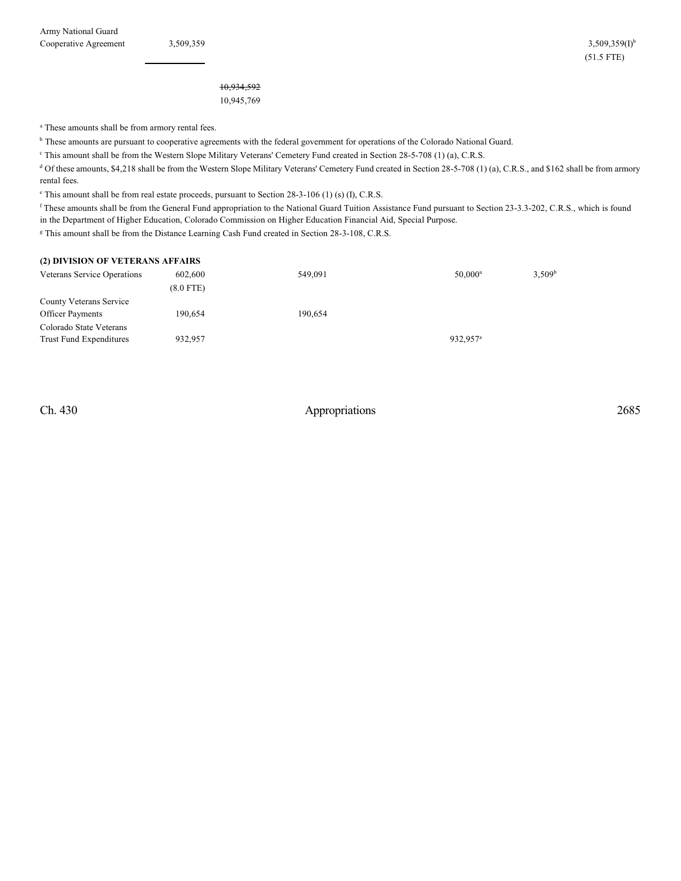| | | | | | | |
|---|---|---|---|---|---|---|
| Army National Guard Cooperative Agreement | 3,509,359 | | | | | 3,509,359(I)[b] (51.5 FTE) |
| | | ~~10,934,592~~ 10,945,769 | | | | |

[a] These amounts shall be from armory rental fees.

[b] These amounts are pursuant to cooperative agreements with the federal government for operations of the Colorado National Guard.

[c] This amount shall be from the Western Slope Military Veterans' Cemetery Fund created in Section 28-5-708 (1) (a), C.R.S.

[d] Of these amounts, $4,218 shall be from the Western Slope Military Veterans' Cemetery Fund created in Section 28-5-708 (1) (a), C.R.S., and $162 shall be from armory rental fees.

[e] This amount shall be from real estate proceeds, pursuant to Section 28-3-106 (1) (s) (I), C.R.S.

[f] These amounts shall be from the General Fund appropriation to the National Guard Tuition Assistance Fund pursuant to Section 23-3.3-202, C.R.S., which is found in the Department of Higher Education, Colorado Commission on Higher Education Financial Aid, Special Purpose.

[g] This amount shall be from the Distance Learning Cash Fund created in Section 28-3-108, C.R.S.

**(2) DIVISION OF VETERANS AFFAIRS**

| | | | | | | |
|---|---|---|---|---|---|---|
| Veterans Service Operations | 602,600 (8.0 FTE) | | 549,091 | 50,000[a] | 3,509[b] | |
| County Veterans Service Officer Payments | 190,654 | | 190,654 | | | |
| Colorado State Veterans Trust Fund Expenditures | 932,957 | | | 932,957[a] | | |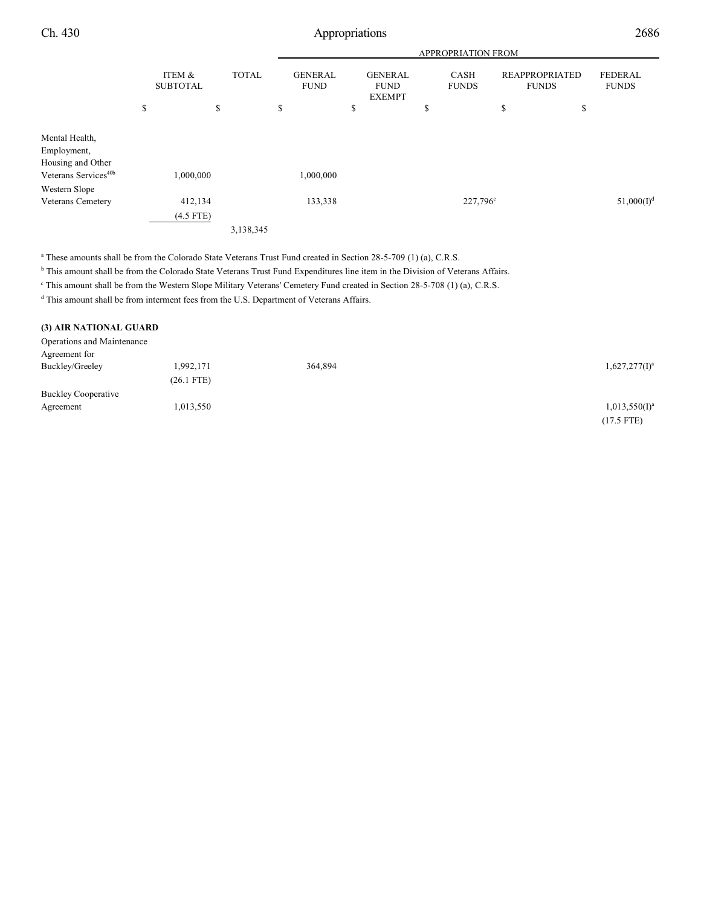| | ITEM & SUBTOTAL | TOTAL | APPROPRIATION FROM | | | | |
|---|---|---|---|---|---|---|---|
| | | | GENERAL FUND | GENERAL FUND EXEMPT | CASH FUNDS | REAPPROPRIATED FUNDS | FEDERAL FUNDS |
| | $ | $ | $ | $ | $ | $ | $ |
| Mental Health, Employment, Housing and Other Veterans Services[40b] | 1,000,000 | | 1,000,000 | | | | |
| Western Slope Veterans Cemetery | 412,134 | | 133,338 | | 227,796[c] | | 51,000(I)[d] |
| | (4.5 FTE) | | | | | | |
| | | 3,138,345 | | | | | |

[a] These amounts shall be from the Colorado State Veterans Trust Fund created in Section 28-5-709 (1) (a), C.R.S.

[b] This amount shall be from the Colorado State Veterans Trust Fund Expenditures line item in the Division of Veterans Affairs.

[c] This amount shall be from the Western Slope Military Veterans' Cemetery Fund created in Section 28-5-708 (1) (a), C.R.S.

[d] This amount shall be from interment fees from the U.S. Department of Veterans Affairs.

**(3) AIR NATIONAL GUARD**

| | ITEM & SUBTOTAL | TOTAL | GENERAL FUND | GENERAL FUND EXEMPT | CASH FUNDS | REAPPROPRIATED FUNDS | FEDERAL FUNDS |
|---|---|---|---|---|---|---|---|
| Operations and Maintenance Agreement for Buckley/Greeley | 1,992,171 | | 364,894 | | | | 1,627,277(I)[a] |
| | (26.1 FTE) | | | | | | |
| Buckley Cooperative Agreement | 1,013,550 | | | | | | 1,013,550(I)[a] |
| | | | | | | | (17.5 FTE) |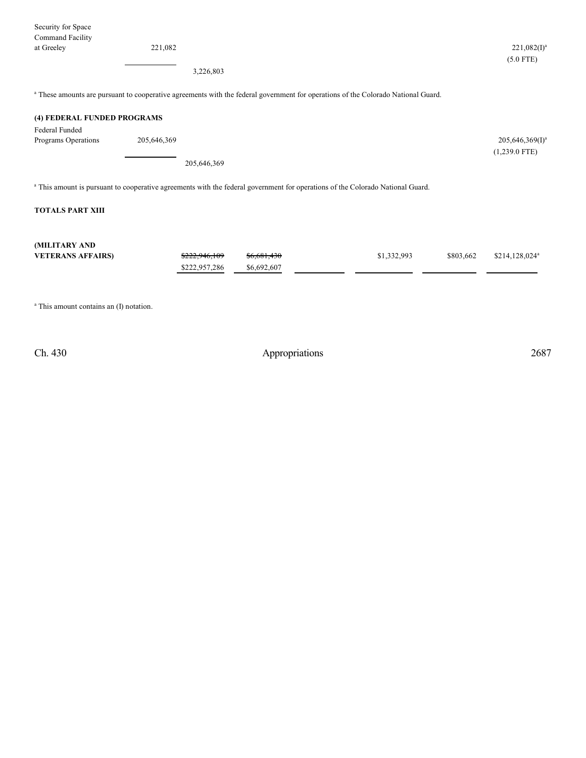| | | | | | | |
|---|---|---|---|---|---|---|
| Security for Space Command Facility at Greeley | 221,082 | | | | | 221,082(I)[a] (5.0 FTE) |
| | | 3,226,803 | | | | |

[a] These amounts are pursuant to cooperative agreements with the federal government for operations of the Colorado National Guard.

**(4) FEDERAL FUNDED PROGRAMS**

| | | | | | | |
|---|---|---|---|---|---|---|
| Federal Funded Programs Operations | 205,646,369 | | | | | 205,646,369(I)[a] (1,239.0 FTE) |
| | | 205,646,369 | | | | |

[a] This amount is pursuant to cooperative agreements with the federal government for operations of the Colorado National Guard.

**TOTALS PART XIII**

| | | | | | | |
|---|---|---|---|---|---|---|
| **(MILITARY AND VETERANS AFFAIRS)** | ~~$222,946,109~~ $222,957,286 | ~~$6,681,430~~ $6,692,607 | | $1,332,993 | $803,662 | $214,128,024[a] |

[a] This amount contains an (I) notation.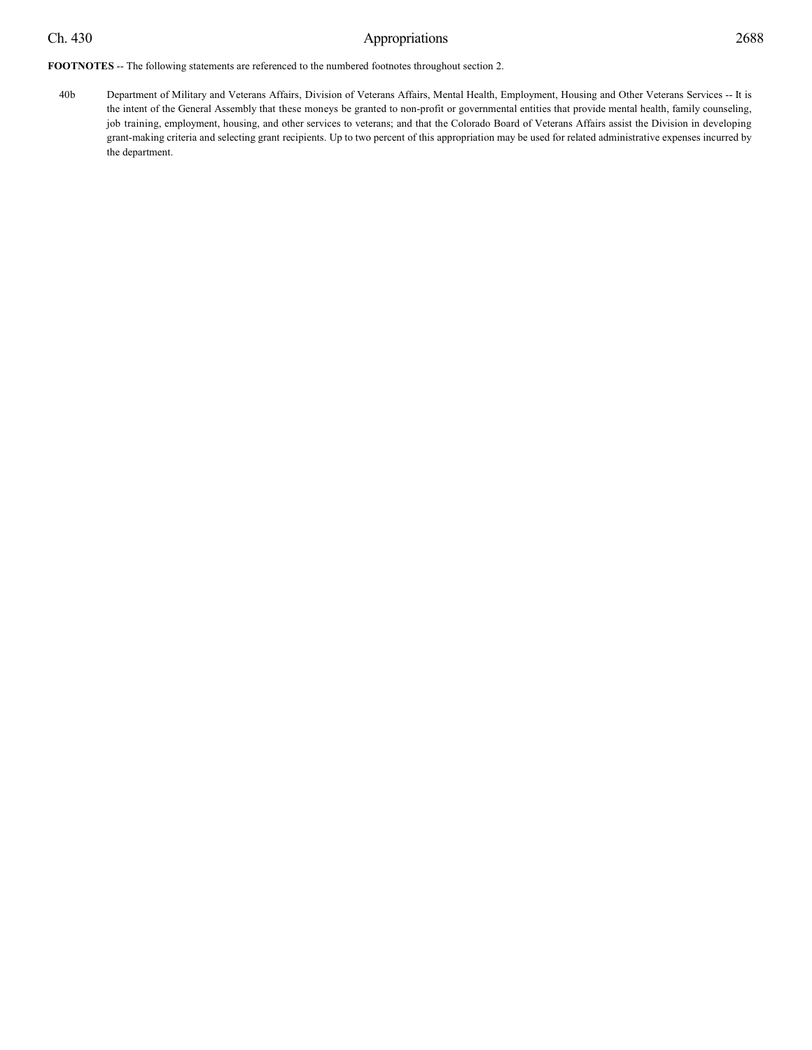**FOOTNOTES** -- The following statements are referenced to the numbered footnotes throughout section 2.

40b Department of Military and Veterans Affairs, Division of Veterans Affairs, Mental Health, Employment, Housing and Other Veterans Services -- It is the intent of the General Assembly that these moneys be granted to non-profit or governmental entities that provide mental health, family counseling, job training, employment, housing, and other services to veterans; and that the Colorado Board of Veterans Affairs assist the Division in developing grant-making criteria and selecting grant recipients. Up to two percent of this appropriation may be used for related administrative expenses incurred by the department.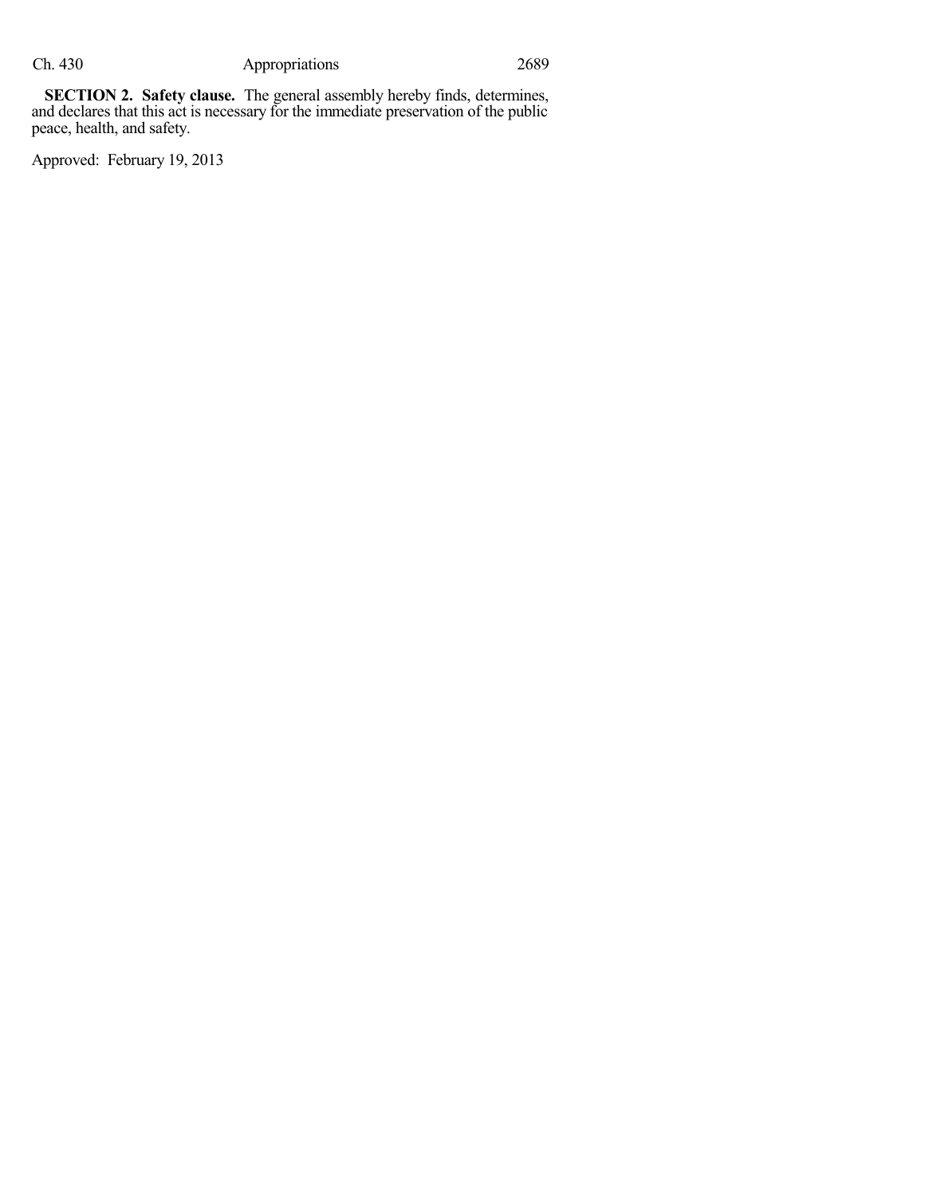**SECTION 2. Safety clause.** The general assembly hereby finds, determines, and declares that this act is necessary for the immediate preservation of the public peace, health, and safety.

Approved: February 19, 2013